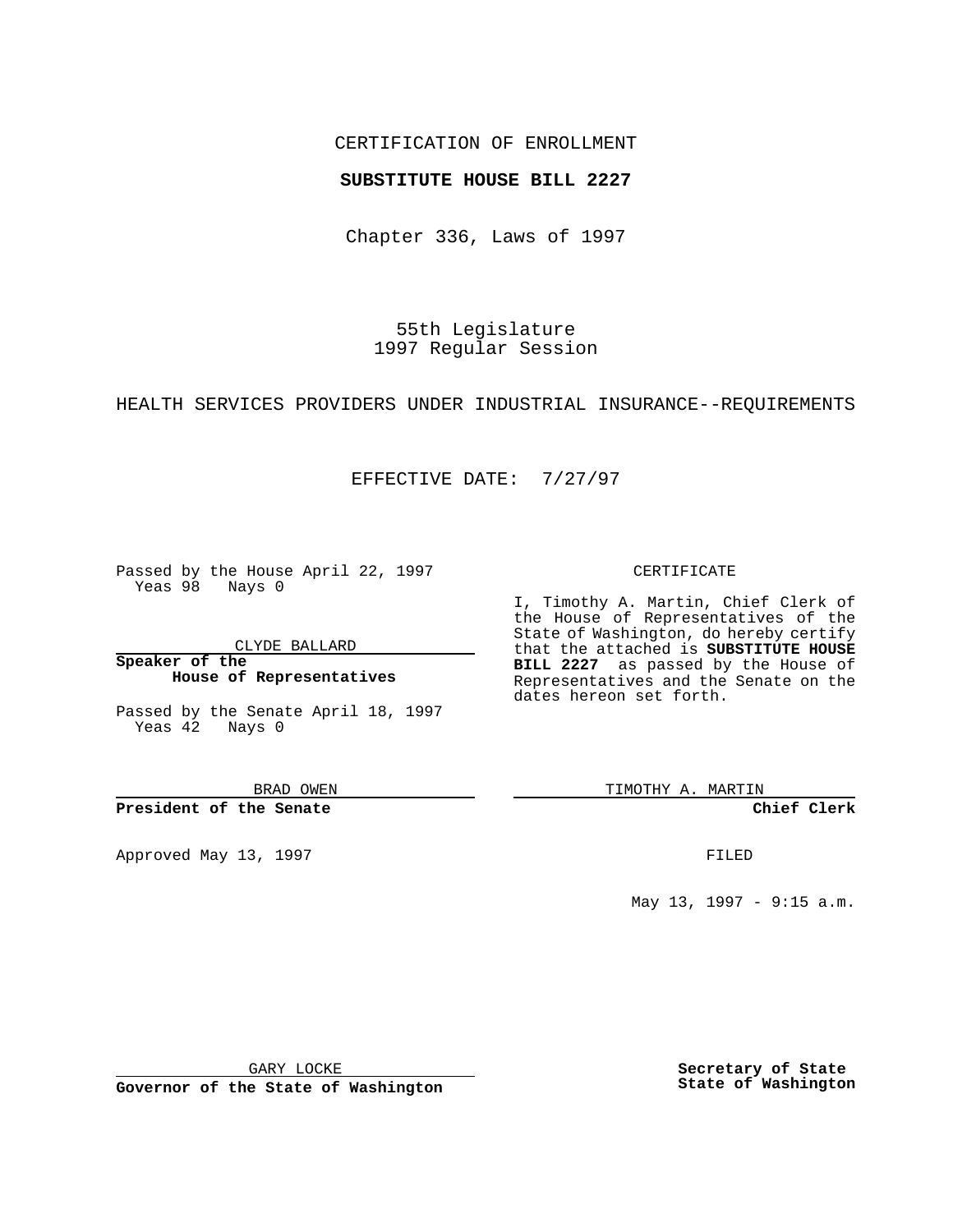CERTIFICATION OF ENROLLMENT

**SUBSTITUTE HOUSE BILL 2227**

Chapter 336, Laws of 1997

55th Legislature
1997 Regular Session

HEALTH SERVICES PROVIDERS UNDER INDUSTRIAL INSURANCE--REQUIREMENTS

EFFECTIVE DATE: 7/27/97

Passed by the House April 22, 1997
Yeas 98 Nays 0

CLYDE BALLARD

**Speaker of the House of Representatives**

Passed by the Senate April 18, 1997
Yeas 42 Nays 0

BRAD OWEN

**President of the Senate**

Approved May 13, 1997

GARY LOCKE

**Governor of the State of Washington**

CERTIFICATE

I, Timothy A. Martin, Chief Clerk of the House of Representatives of the State of Washington, do hereby certify that the attached is **SUBSTITUTE HOUSE BILL 2227** as passed by the House of Representatives and the Senate on the dates hereon set forth.

TIMOTHY A. MARTIN

**Chief Clerk**

FILED

May 13, 1997 - 9:15 a.m.

**Secretary of State**
**State of Washington**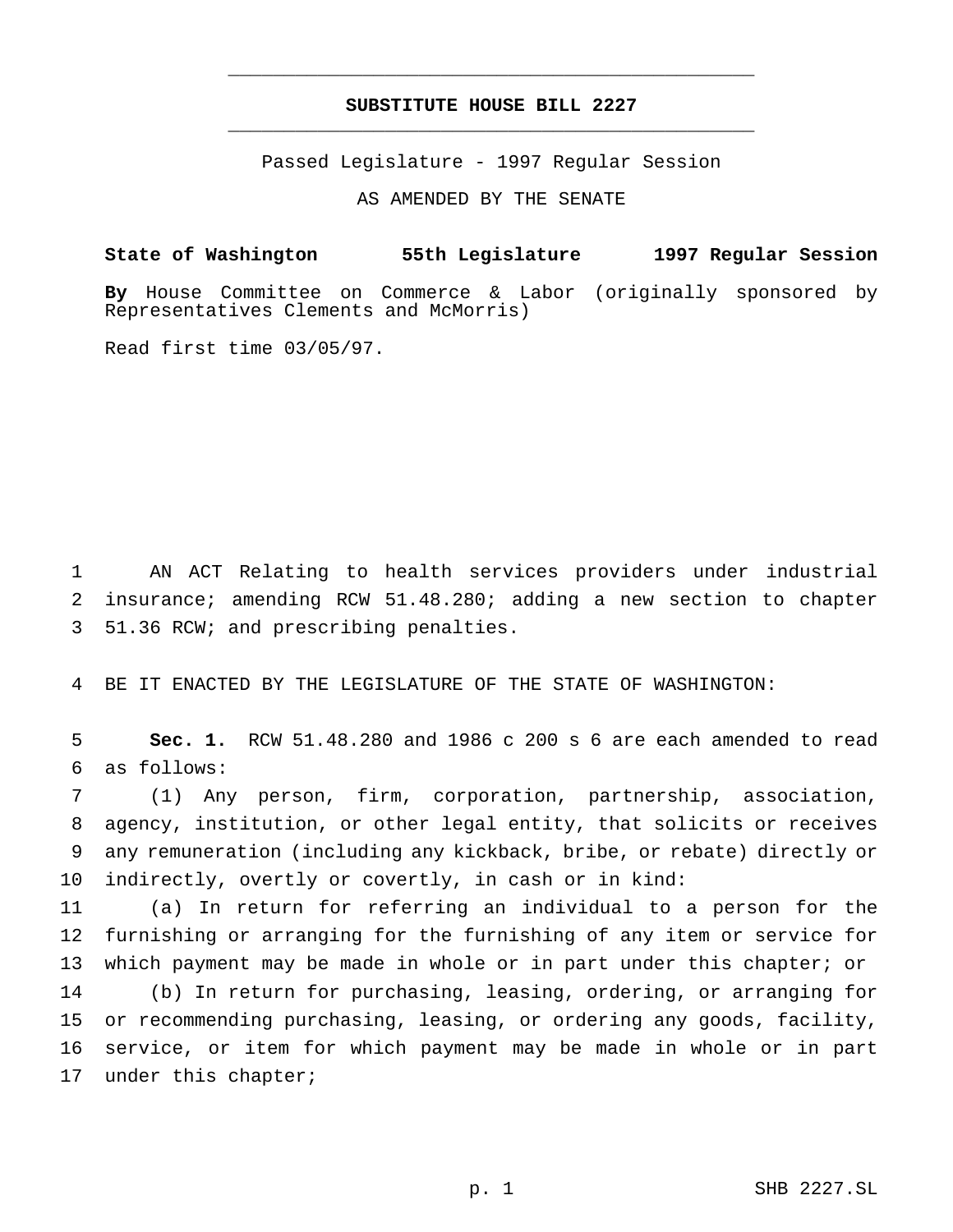# SUBSTITUTE HOUSE BILL 2227

Passed Legislature - 1997 Regular Session

AS AMENDED BY THE SENATE

**State of Washington 55th Legislature 1997 Regular Session**

**By** House Committee on Commerce & Labor (originally sponsored by Representatives Clements and McMorris)

Read first time 03/05/97.

AN ACT Relating to health services providers under industrial insurance; amending RCW 51.48.280; adding a new section to chapter 51.36 RCW; and prescribing penalties.

BE IT ENACTED BY THE LEGISLATURE OF THE STATE OF WASHINGTON:

**Sec. 1.** RCW 51.48.280 and 1986 c 200 s 6 are each amended to read as follows:

(1) Any person, firm, corporation, partnership, association, agency, institution, or other legal entity, that solicits or receives any remuneration (including any kickback, bribe, or rebate) directly or indirectly, overtly or covertly, in cash or in kind:

(a) In return for referring an individual to a person for the furnishing or arranging for the furnishing of any item or service for which payment may be made in whole or in part under this chapter; or

(b) In return for purchasing, leasing, ordering, or arranging for or recommending purchasing, leasing, or ordering any goods, facility, service, or item for which payment may be made in whole or in part under this chapter;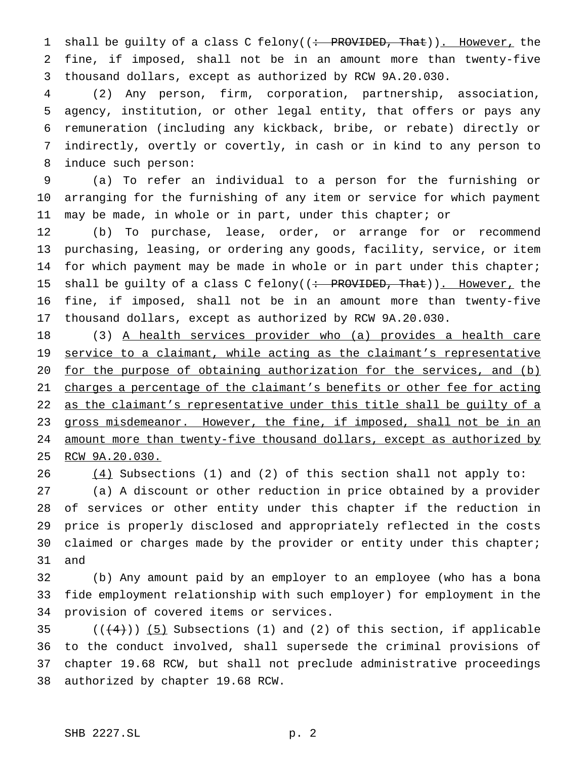shall be guilty of a class C felony((: PROVIDED, That)). However, the fine, if imposed, shall not be in an amount more than twenty-five thousand dollars, except as authorized by RCW 9A.20.030.

(2) Any person, firm, corporation, partnership, association, agency, institution, or other legal entity, that offers or pays any remuneration (including any kickback, bribe, or rebate) directly or indirectly, overtly or covertly, in cash or in kind to any person to induce such person:

(a) To refer an individual to a person for the furnishing or arranging for the furnishing of any item or service for which payment may be made, in whole or in part, under this chapter; or

(b) To purchase, lease, order, or arrange for or recommend purchasing, leasing, or ordering any goods, facility, service, or item for which payment may be made in whole or in part under this chapter; shall be guilty of a class C felony((: PROVIDED, That)). However, the fine, if imposed, shall not be in an amount more than twenty-five thousand dollars, except as authorized by RCW 9A.20.030.

(3) A health services provider who (a) provides a health care service to a claimant, while acting as the claimant's representative for the purpose of obtaining authorization for the services, and (b) charges a percentage of the claimant's benefits or other fee for acting as the claimant's representative under this title shall be guilty of a gross misdemeanor. However, the fine, if imposed, shall not be in an amount more than twenty-five thousand dollars, except as authorized by RCW 9A.20.030.

(4) Subsections (1) and (2) of this section shall not apply to:

(a) A discount or other reduction in price obtained by a provider of services or other entity under this chapter if the reduction in price is properly disclosed and appropriately reflected in the costs claimed or charges made by the provider or entity under this chapter; and

(b) Any amount paid by an employer to an employee (who has a bona fide employment relationship with such employer) for employment in the provision of covered items or services.

(((4))) (5) Subsections (1) and (2) of this section, if applicable to the conduct involved, shall supersede the criminal provisions of chapter 19.68 RCW, but shall not preclude administrative proceedings authorized by chapter 19.68 RCW.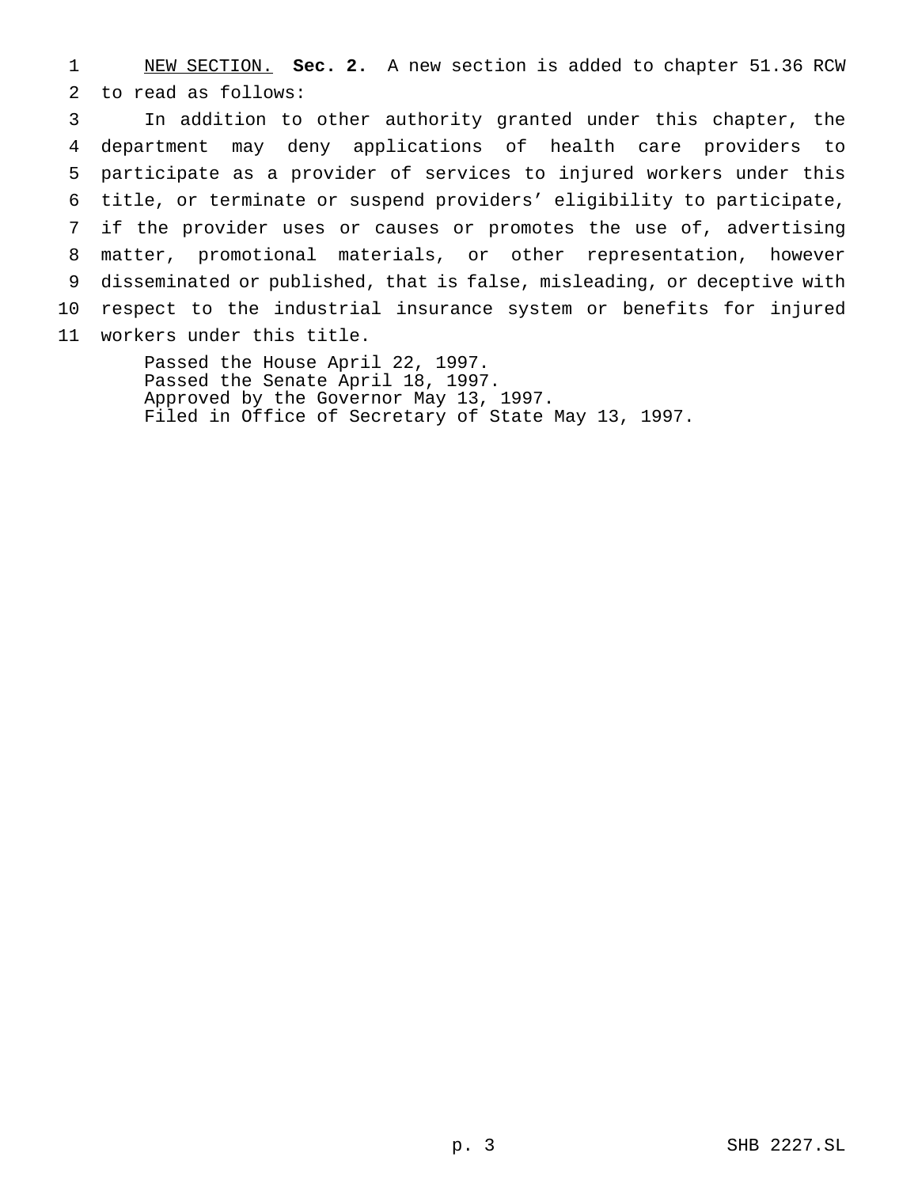NEW SECTION. **Sec. 2.** A new section is added to chapter 51.36 RCW to read as follows:

In addition to other authority granted under this chapter, the department may deny applications of health care providers to participate as a provider of services to injured workers under this title, or terminate or suspend providers' eligibility to participate, if the provider uses or causes or promotes the use of, advertising matter, promotional materials, or other representation, however disseminated or published, that is false, misleading, or deceptive with respect to the industrial insurance system or benefits for injured workers under this title.

Passed the House April 22, 1997.
Passed the Senate April 18, 1997.
Approved by the Governor May 13, 1997.
Filed in Office of Secretary of State May 13, 1997.